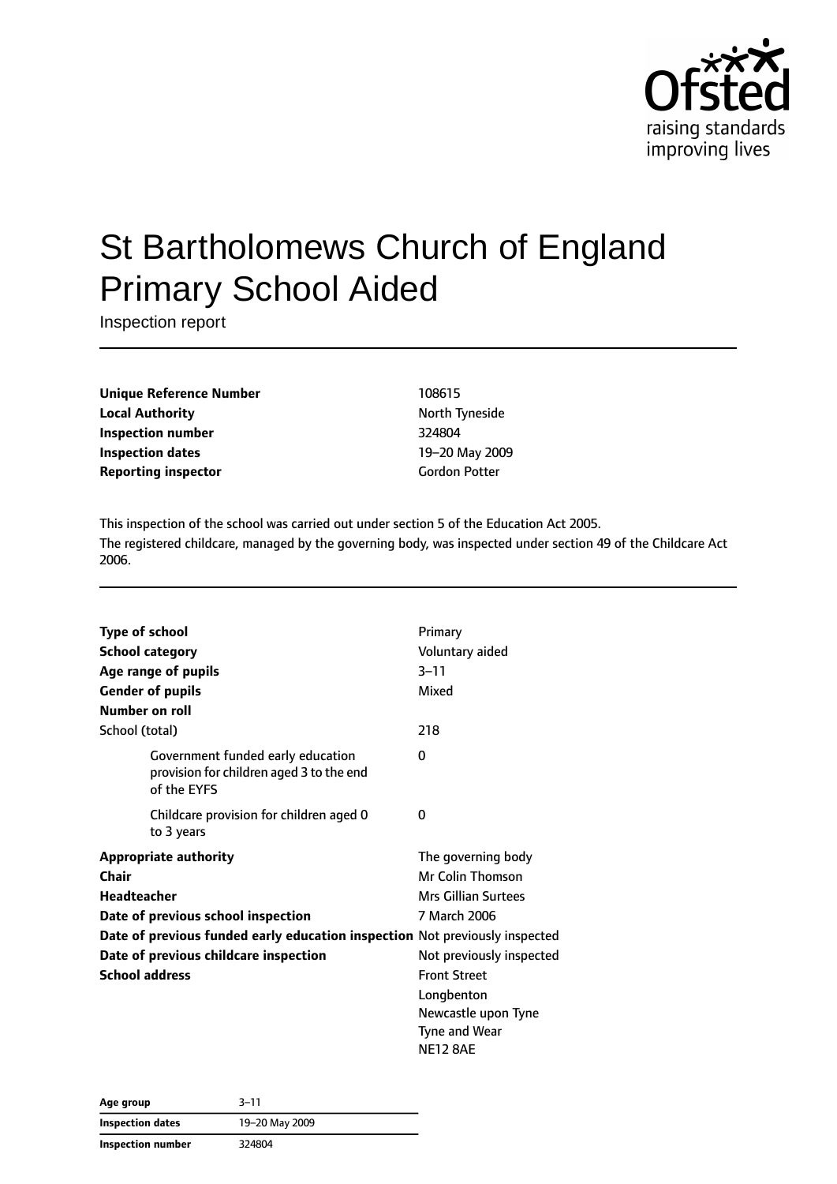Ofsted
raising standards
improving lives

# St Bartholomews Church of England Primary School Aided

Inspection report

| | |
|---|---|
| **Unique Reference Number** | 108615 |
| **Local Authority** | North Tyneside |
| **Inspection number** | 324804 |
| **Inspection dates** | 19–20 May 2009 |
| **Reporting inspector** | Gordon Potter |

This inspection of the school was carried out under section 5 of the Education Act 2005.
The registered childcare, managed by the governing body, was inspected under section 49 of the Childcare Act 2006.

| | |
|---|---|
| **Type of school** | Primary |
| **School category** | Voluntary aided |
| **Age range of pupils** | 3–11 |
| **Gender of pupils** | Mixed |
| **Number on roll** | |
| School (total) | 218 |
| Government funded early education provision for children aged 3 to the end of the EYFS | 0 |
| Childcare provision for children aged 0 to 3 years | 0 |
| **Appropriate authority** | The governing body |
| **Chair** | Mr Colin Thomson |
| **Headteacher** | Mrs Gillian Surtees |
| **Date of previous school inspection** | 7 March 2006 |
| **Date of previous funded early education inspection** | Not previously inspected |
| **Date of previous childcare inspection** | Not previously inspected |
| **School address** | Front Street<br>Longbenton<br>Newcastle upon Tyne<br>Tyne and Wear<br>NE12 8AE |

| | |
|---|---|
| **Age group** | 3–11 |
| **Inspection dates** | 19–20 May 2009 |
| **Inspection number** | 324804 |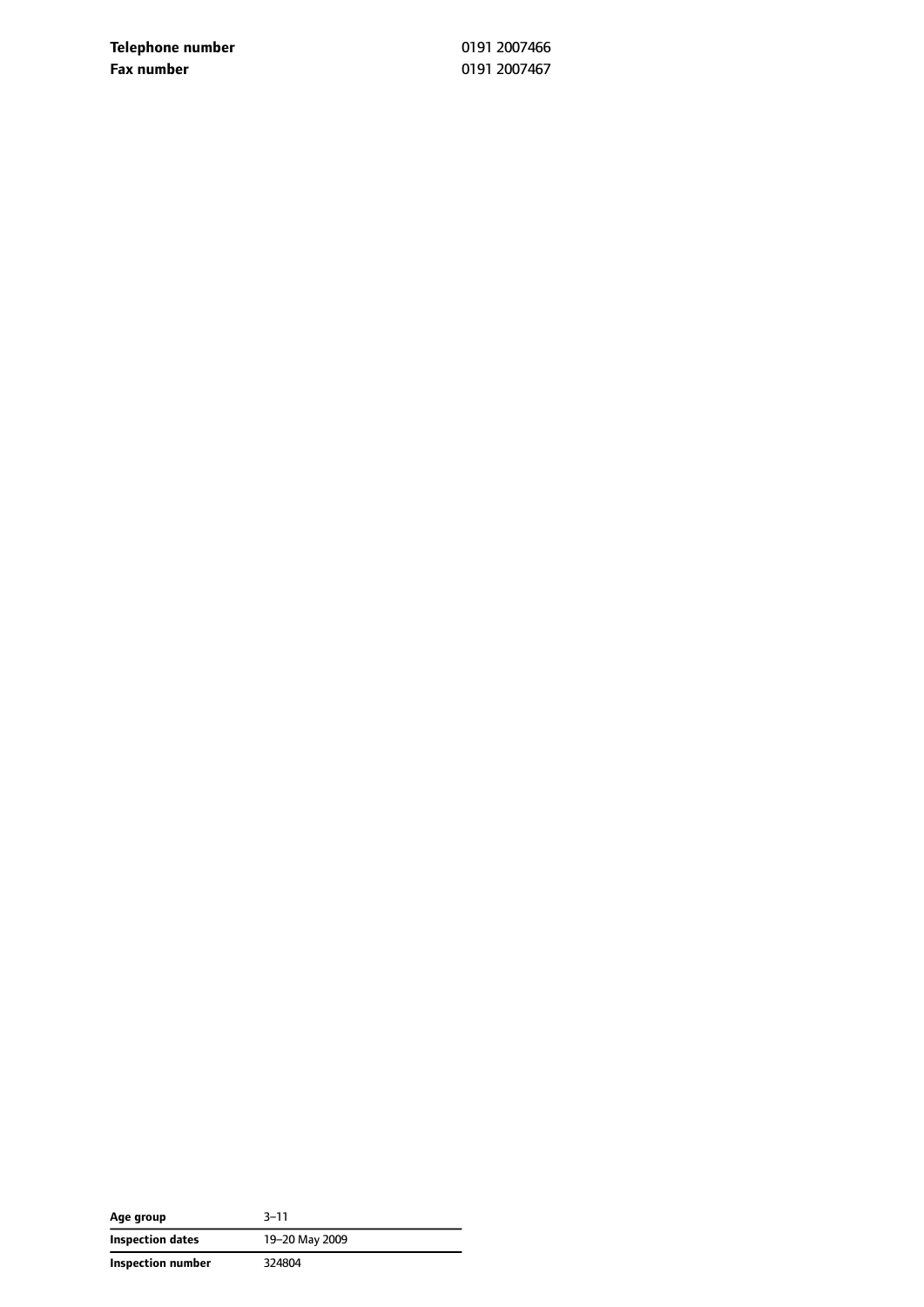| | |
|---|---|
| **Telephone number** | 0191 2007466 |
| **Fax number** | 0191 2007467 |

| | |
|---|---|
| **Age group** | 3–11 |
| **Inspection dates** | 19–20 May 2009 |
| **Inspection number** | 324804 |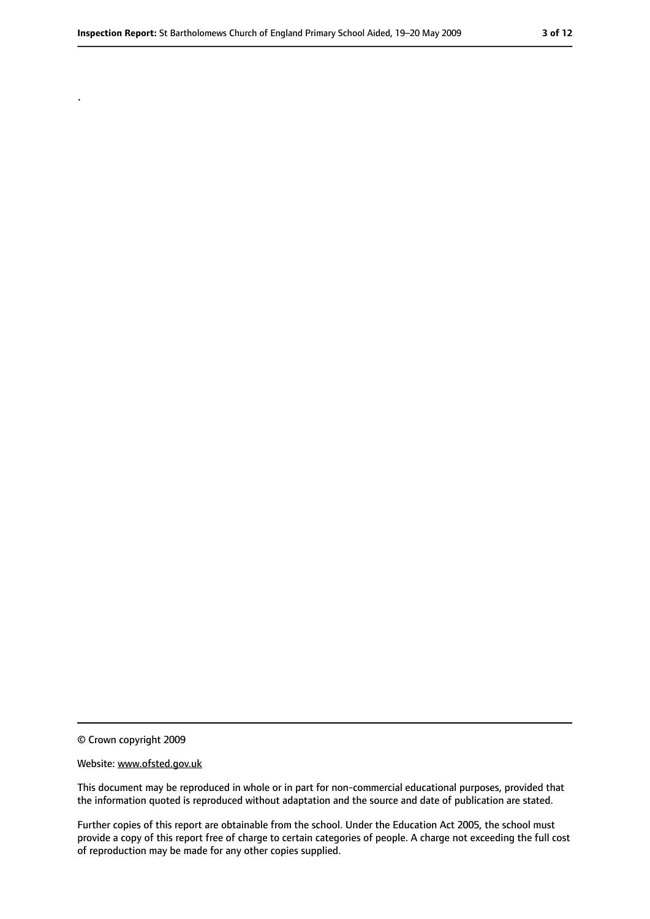.

© Crown copyright 2009

Website: www.ofsted.gov.uk

This document may be reproduced in whole or in part for non-commercial educational purposes, provided that the information quoted is reproduced without adaptation and the source and date of publication are stated.

Further copies of this report are obtainable from the school. Under the Education Act 2005, the school must provide a copy of this report free of charge to certain categories of people. A charge not exceeding the full cost of reproduction may be made for any other copies supplied.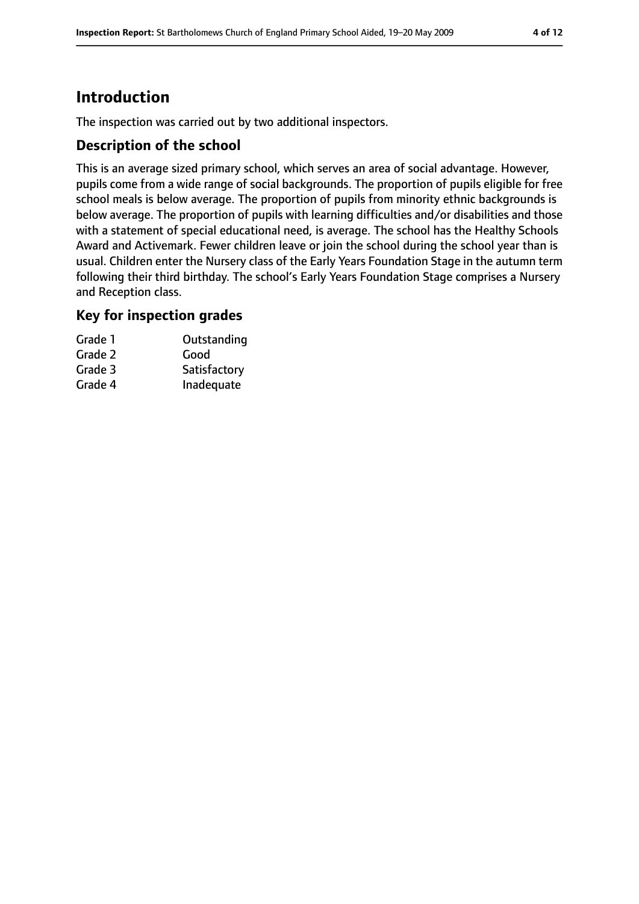## Introduction

The inspection was carried out by two additional inspectors.

### Description of the school

This is an average sized primary school, which serves an area of social advantage. However, pupils come from a wide range of social backgrounds. The proportion of pupils eligible for free school meals is below average. The proportion of pupils from minority ethnic backgrounds is below average. The proportion of pupils with learning difficulties and/or disabilities and those with a statement of special educational need, is average. The school has the Healthy Schools Award and Activemark. Fewer children leave or join the school during the school year than is usual. Children enter the Nursery class of the Early Years Foundation Stage in the autumn term following their third birthday. The school's Early Years Foundation Stage comprises a Nursery and Reception class.

### Key for inspection grades

| | |
|---|---|
| Grade 1 | Outstanding |
| Grade 2 | Good |
| Grade 3 | Satisfactory |
| Grade 4 | Inadequate |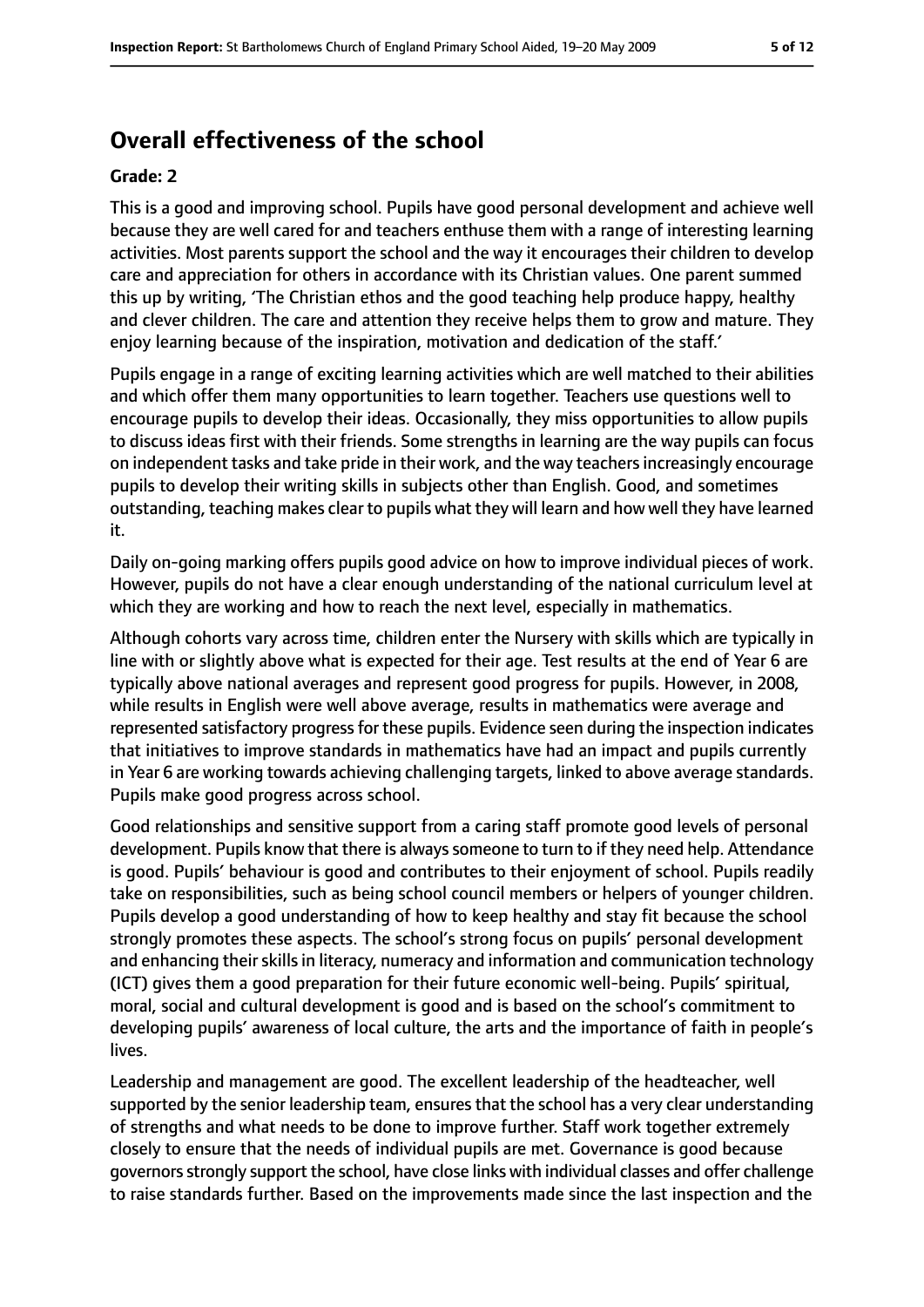## Overall effectiveness of the school

### Grade: 2

This is a good and improving school. Pupils have good personal development and achieve well because they are well cared for and teachers enthuse them with a range of interesting learning activities. Most parents support the school and the way it encourages their children to develop care and appreciation for others in accordance with its Christian values. One parent summed this up by writing, 'The Christian ethos and the good teaching help produce happy, healthy and clever children. The care and attention they receive helps them to grow and mature. They enjoy learning because of the inspiration, motivation and dedication of the staff.'

Pupils engage in a range of exciting learning activities which are well matched to their abilities and which offer them many opportunities to learn together. Teachers use questions well to encourage pupils to develop their ideas. Occasionally, they miss opportunities to allow pupils to discuss ideas first with their friends. Some strengths in learning are the way pupils can focus on independent tasks and take pride in their work, and the way teachers increasingly encourage pupils to develop their writing skills in subjects other than English. Good, and sometimes outstanding, teaching makes clear to pupils what they will learn and how well they have learned it.

Daily on-going marking offers pupils good advice on how to improve individual pieces of work. However, pupils do not have a clear enough understanding of the national curriculum level at which they are working and how to reach the next level, especially in mathematics.

Although cohorts vary across time, children enter the Nursery with skills which are typically in line with or slightly above what is expected for their age. Test results at the end of Year 6 are typically above national averages and represent good progress for pupils. However, in 2008, while results in English were well above average, results in mathematics were average and represented satisfactory progress for these pupils. Evidence seen during the inspection indicates that initiatives to improve standards in mathematics have had an impact and pupils currently in Year 6 are working towards achieving challenging targets, linked to above average standards. Pupils make good progress across school.

Good relationships and sensitive support from a caring staff promote good levels of personal development. Pupils know that there is always someone to turn to if they need help. Attendance is good. Pupils' behaviour is good and contributes to their enjoyment of school. Pupils readily take on responsibilities, such as being school council members or helpers of younger children. Pupils develop a good understanding of how to keep healthy and stay fit because the school strongly promotes these aspects. The school's strong focus on pupils' personal development and enhancing their skills in literacy, numeracy and information and communication technology (ICT) gives them a good preparation for their future economic well-being. Pupils' spiritual, moral, social and cultural development is good and is based on the school's commitment to developing pupils' awareness of local culture, the arts and the importance of faith in people's lives.

Leadership and management are good. The excellent leadership of the headteacher, well supported by the senior leadership team, ensures that the school has a very clear understanding of strengths and what needs to be done to improve further. Staff work together extremely closely to ensure that the needs of individual pupils are met. Governance is good because governors strongly support the school, have close links with individual classes and offer challenge to raise standards further. Based on the improvements made since the last inspection and the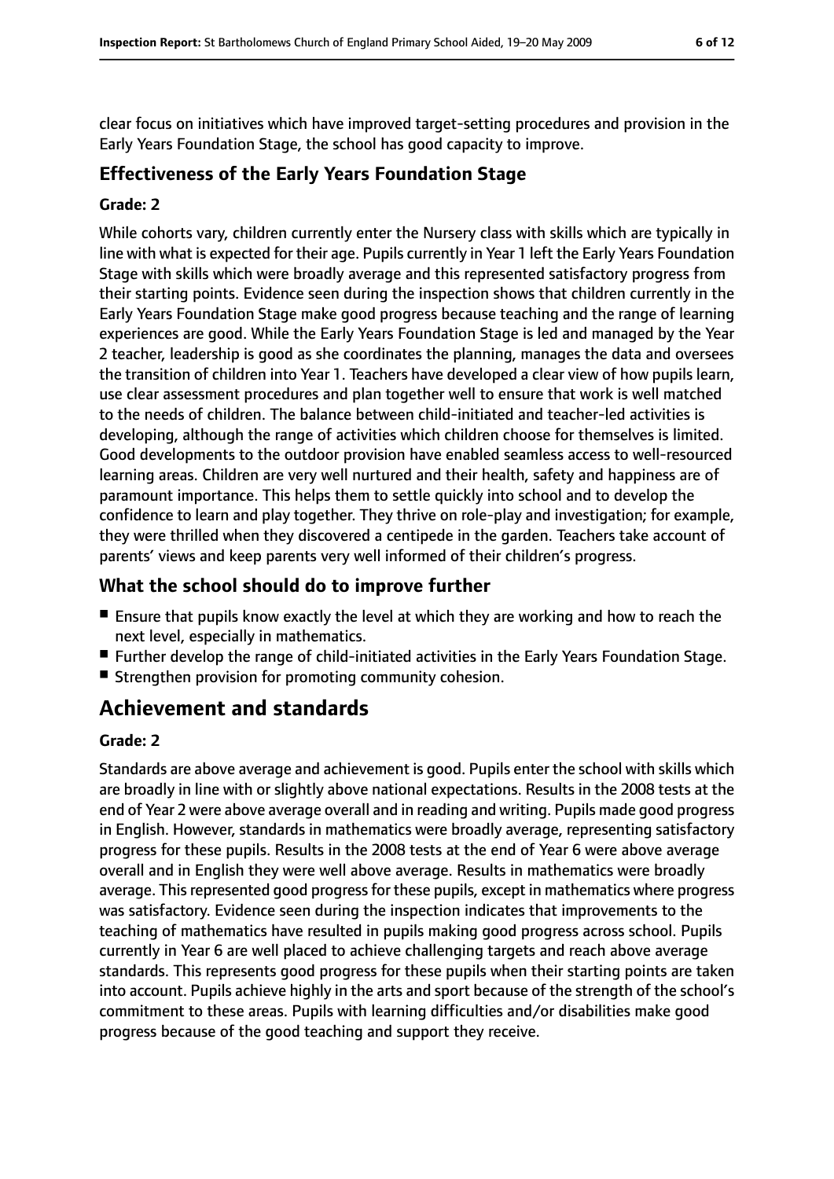clear focus on initiatives which have improved target-setting procedures and provision in the Early Years Foundation Stage, the school has good capacity to improve.

### Effectiveness of the Early Years Foundation Stage

#### Grade: 2

While cohorts vary, children currently enter the Nursery class with skills which are typically in line with what is expected for their age. Pupils currently in Year 1 left the Early Years Foundation Stage with skills which were broadly average and this represented satisfactory progress from their starting points. Evidence seen during the inspection shows that children currently in the Early Years Foundation Stage make good progress because teaching and the range of learning experiences are good. While the Early Years Foundation Stage is led and managed by the Year 2 teacher, leadership is good as she coordinates the planning, manages the data and oversees the transition of children into Year 1. Teachers have developed a clear view of how pupils learn, use clear assessment procedures and plan together well to ensure that work is well matched to the needs of children. The balance between child-initiated and teacher-led activities is developing, although the range of activities which children choose for themselves is limited. Good developments to the outdoor provision have enabled seamless access to well-resourced learning areas. Children are very well nurtured and their health, safety and happiness are of paramount importance. This helps them to settle quickly into school and to develop the confidence to learn and play together. They thrive on role-play and investigation; for example, they were thrilled when they discovered a centipede in the garden. Teachers take account of parents' views and keep parents very well informed of their children's progress.

### What the school should do to improve further

- Ensure that pupils know exactly the level at which they are working and how to reach the next level, especially in mathematics.
- Further develop the range of child-initiated activities in the Early Years Foundation Stage.
- Strengthen provision for promoting community cohesion.

## Achievement and standards

#### Grade: 2

Standards are above average and achievement is good. Pupils enter the school with skills which are broadly in line with or slightly above national expectations. Results in the 2008 tests at the end of Year 2 were above average overall and in reading and writing. Pupils made good progress in English. However, standards in mathematics were broadly average, representing satisfactory progress for these pupils. Results in the 2008 tests at the end of Year 6 were above average overall and in English they were well above average. Results in mathematics were broadly average. This represented good progress for these pupils, except in mathematics where progress was satisfactory. Evidence seen during the inspection indicates that improvements to the teaching of mathematics have resulted in pupils making good progress across school. Pupils currently in Year 6 are well placed to achieve challenging targets and reach above average standards. This represents good progress for these pupils when their starting points are taken into account. Pupils achieve highly in the arts and sport because of the strength of the school's commitment to these areas. Pupils with learning difficulties and/or disabilities make good progress because of the good teaching and support they receive.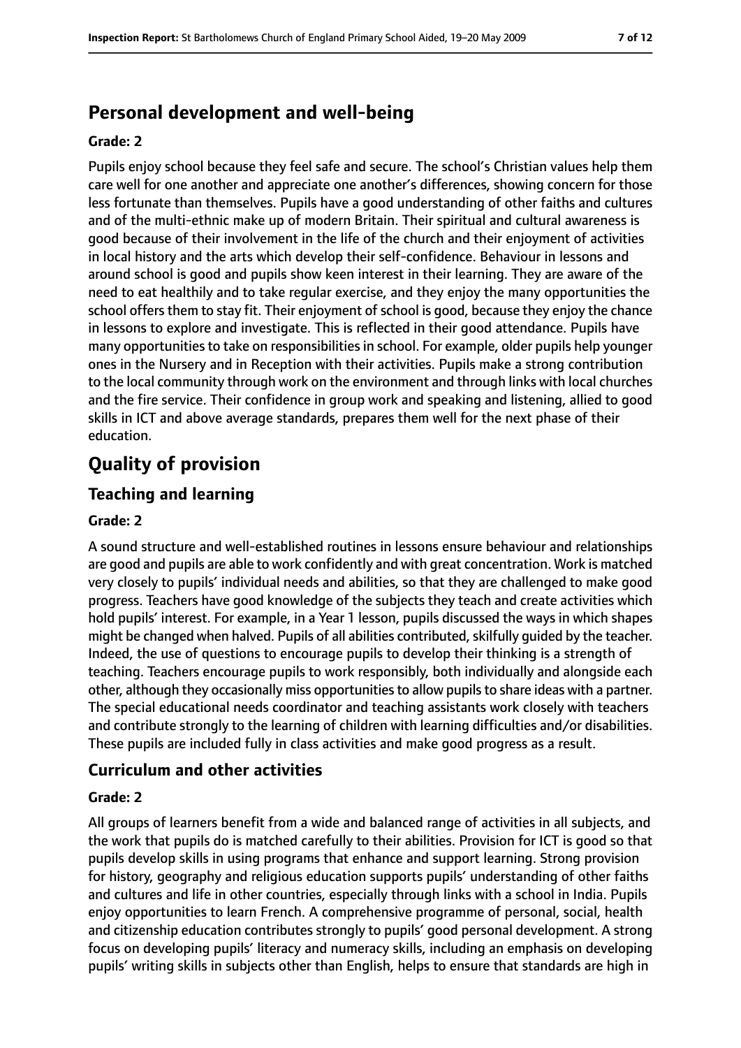## Personal development and well-being

**Grade: 2**

Pupils enjoy school because they feel safe and secure. The school's Christian values help them care well for one another and appreciate one another's differences, showing concern for those less fortunate than themselves. Pupils have a good understanding of other faiths and cultures and of the multi-ethnic make up of modern Britain. Their spiritual and cultural awareness is good because of their involvement in the life of the church and their enjoyment of activities in local history and the arts which develop their self-confidence. Behaviour in lessons and around school is good and pupils show keen interest in their learning. They are aware of the need to eat healthily and to take regular exercise, and they enjoy the many opportunities the school offers them to stay fit. Their enjoyment of school is good, because they enjoy the chance in lessons to explore and investigate. This is reflected in their good attendance. Pupils have many opportunities to take on responsibilities in school. For example, older pupils help younger ones in the Nursery and in Reception with their activities. Pupils make a strong contribution to the local community through work on the environment and through links with local churches and the fire service. Their confidence in group work and speaking and listening, allied to good skills in ICT and above average standards, prepares them well for the next phase of their education.

# Quality of provision

## Teaching and learning

**Grade: 2**

A sound structure and well-established routines in lessons ensure behaviour and relationships are good and pupils are able to work confidently and with great concentration. Work is matched very closely to pupils' individual needs and abilities, so that they are challenged to make good progress. Teachers have good knowledge of the subjects they teach and create activities which hold pupils' interest. For example, in a Year 1 lesson, pupils discussed the ways in which shapes might be changed when halved. Pupils of all abilities contributed, skilfully guided by the teacher. Indeed, the use of questions to encourage pupils to develop their thinking is a strength of teaching. Teachers encourage pupils to work responsibly, both individually and alongside each other, although they occasionally miss opportunities to allow pupils to share ideas with a partner. The special educational needs coordinator and teaching assistants work closely with teachers and contribute strongly to the learning of children with learning difficulties and/or disabilities. These pupils are included fully in class activities and make good progress as a result.

## Curriculum and other activities

**Grade: 2**

All groups of learners benefit from a wide and balanced range of activities in all subjects, and the work that pupils do is matched carefully to their abilities. Provision for ICT is good so that pupils develop skills in using programs that enhance and support learning. Strong provision for history, geography and religious education supports pupils' understanding of other faiths and cultures and life in other countries, especially through links with a school in India. Pupils enjoy opportunities to learn French. A comprehensive programme of personal, social, health and citizenship education contributes strongly to pupils' good personal development. A strong focus on developing pupils' literacy and numeracy skills, including an emphasis on developing pupils' writing skills in subjects other than English, helps to ensure that standards are high in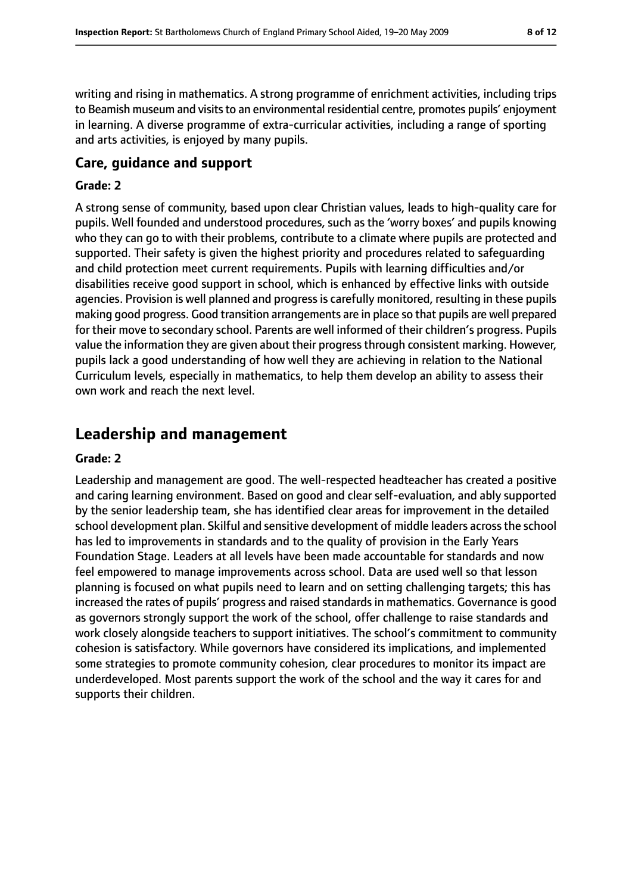writing and rising in mathematics. A strong programme of enrichment activities, including trips to Beamish museum and visits to an environmental residential centre, promotes pupils' enjoyment in learning. A diverse programme of extra-curricular activities, including a range of sporting and arts activities, is enjoyed by many pupils.

### Care, guidance and support

#### Grade: 2

A strong sense of community, based upon clear Christian values, leads to high-quality care for pupils. Well founded and understood procedures, such as the 'worry boxes' and pupils knowing who they can go to with their problems, contribute to a climate where pupils are protected and supported. Their safety is given the highest priority and procedures related to safeguarding and child protection meet current requirements. Pupils with learning difficulties and/or disabilities receive good support in school, which is enhanced by effective links with outside agencies. Provision is well planned and progress is carefully monitored, resulting in these pupils making good progress. Good transition arrangements are in place so that pupils are well prepared for their move to secondary school. Parents are well informed of their children's progress. Pupils value the information they are given about their progress through consistent marking. However, pupils lack a good understanding of how well they are achieving in relation to the National Curriculum levels, especially in mathematics, to help them develop an ability to assess their own work and reach the next level.

## Leadership and management

#### Grade: 2

Leadership and management are good. The well-respected headteacher has created a positive and caring learning environment. Based on good and clear self-evaluation, and ably supported by the senior leadership team, she has identified clear areas for improvement in the detailed school development plan. Skilful and sensitive development of middle leaders across the school has led to improvements in standards and to the quality of provision in the Early Years Foundation Stage. Leaders at all levels have been made accountable for standards and now feel empowered to manage improvements across school. Data are used well so that lesson planning is focused on what pupils need to learn and on setting challenging targets; this has increased the rates of pupils' progress and raised standards in mathematics. Governance is good as governors strongly support the work of the school, offer challenge to raise standards and work closely alongside teachers to support initiatives. The school's commitment to community cohesion is satisfactory. While governors have considered its implications, and implemented some strategies to promote community cohesion, clear procedures to monitor its impact are underdeveloped. Most parents support the work of the school and the way it cares for and supports their children.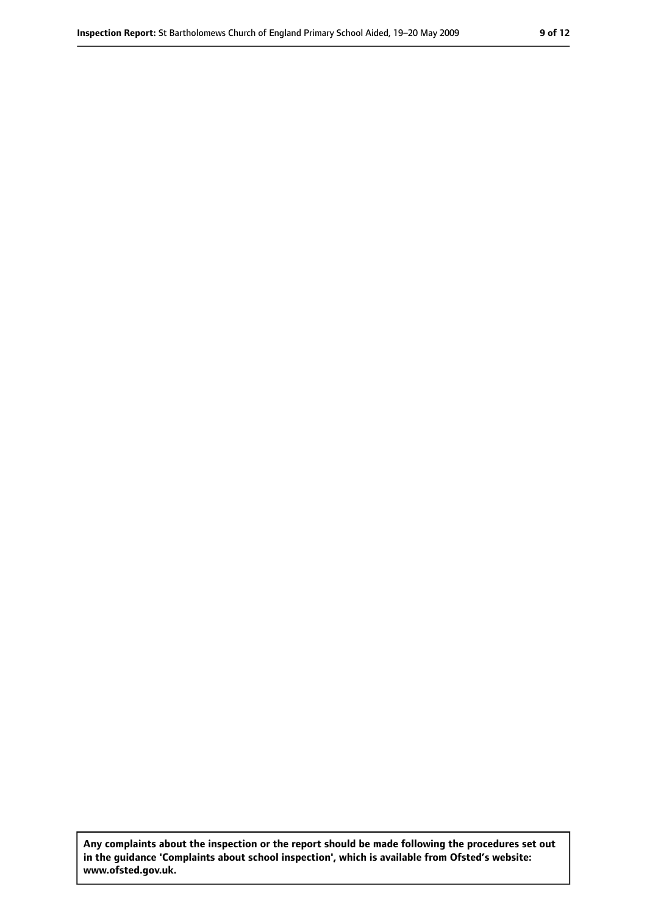**Any complaints about the inspection or the report should be made following the procedures set out in the guidance 'Complaints about school inspection', which is available from Ofsted's website: www.ofsted.gov.uk.**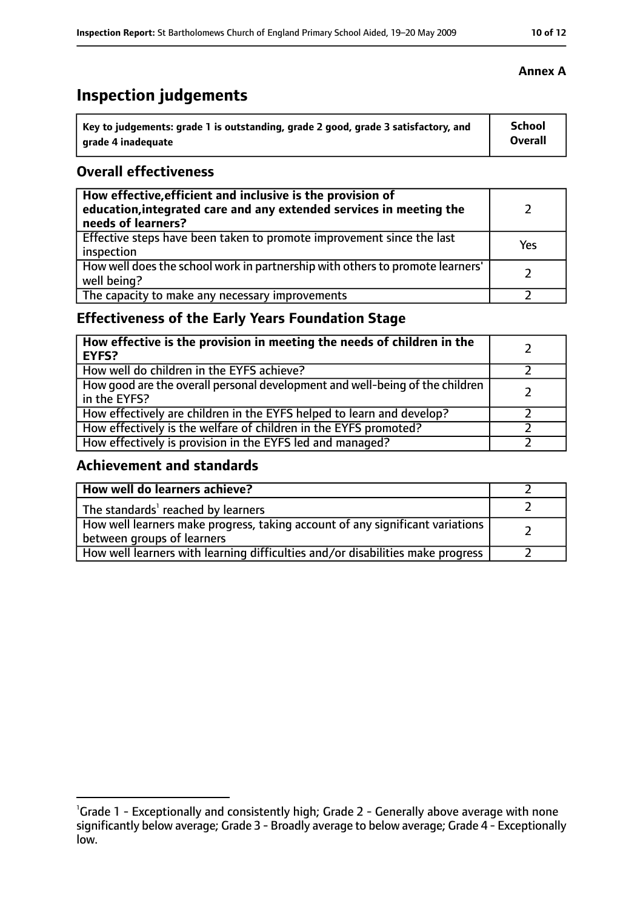**Annex A**

# Inspection judgements

| Key to judgements: grade 1 is outstanding, grade 2 good, grade 3 satisfactory, and grade 4 inadequate | School Overall |
|---|---|

## Overall effectiveness

| | |
|---|---|
| **How effective, efficient and inclusive is the provision of education, integrated care and any extended services in meeting the needs of learners?** | 2 |
| Effective steps have been taken to promote improvement since the last inspection | Yes |
| How well does the school work in partnership with others to promote learners' well being? | 2 |
| The capacity to make any necessary improvements | 2 |

## Effectiveness of the Early Years Foundation Stage

| | |
|---|---|
| **How effective is the provision in meeting the needs of children in the EYFS?** | 2 |
| How well do children in the EYFS achieve? | 2 |
| How good are the overall personal development and well-being of the children in the EYFS? | 2 |
| How effectively are children in the EYFS helped to learn and develop? | 2 |
| How effectively is the welfare of children in the EYFS promoted? | 2 |
| How effectively is provision in the EYFS led and managed? | 2 |

## Achievement and standards

| | |
|---|---|
| **How well do learners achieve?** | 2 |
| The standards[1] reached by learners | 2 |
| How well learners make progress, taking account of any significant variations between groups of learners | 2 |
| How well learners with learning difficulties and/or disabilities make progress | 2 |

[1]Grade 1 - Exceptionally and consistently high; Grade 2 - Generally above average with none significantly below average; Grade 3 - Broadly average to below average; Grade 4 - Exceptionally low.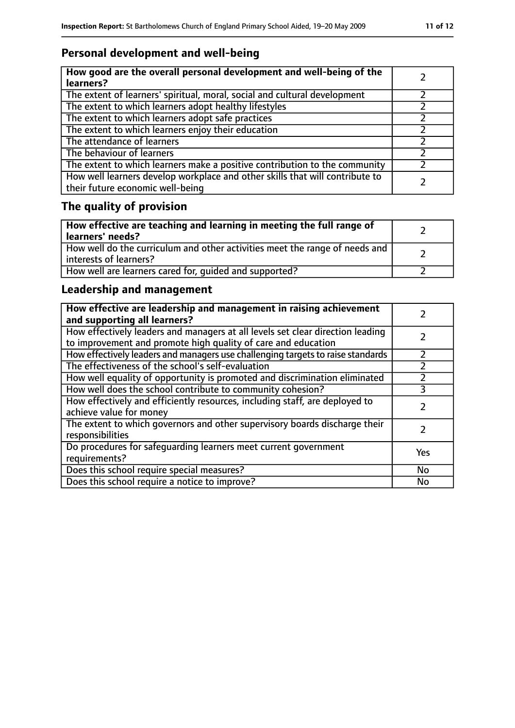## Personal development and well-being

| How good are the overall personal development and well-being of the learners? | 2 |
|---|---|
| The extent of learners' spiritual, moral, social and cultural development | 2 |
| The extent to which learners adopt healthy lifestyles | 2 |
| The extent to which learners adopt safe practices | 2 |
| The extent to which learners enjoy their education | 2 |
| The attendance of learners | 2 |
| The behaviour of learners | 2 |
| The extent to which learners make a positive contribution to the community | 2 |
| How well learners develop workplace and other skills that will contribute to their future economic well-being | 2 |

## The quality of provision

| How effective are teaching and learning in meeting the full range of learners' needs? | 2 |
|---|---|
| How well do the curriculum and other activities meet the range of needs and interests of learners? | 2 |
| How well are learners cared for, guided and supported? | 2 |

## Leadership and management

| How effective are leadership and management in raising achievement and supporting all learners? | 2 |
|---|---|
| How effectively leaders and managers at all levels set clear direction leading to improvement and promote high quality of care and education | 2 |
| How effectively leaders and managers use challenging targets to raise standards | 2 |
| The effectiveness of the school's self-evaluation | 2 |
| How well equality of opportunity is promoted and discrimination eliminated | 2 |
| How well does the school contribute to community cohesion? | 3 |
| How effectively and efficiently resources, including staff, are deployed to achieve value for money | 2 |
| The extent to which governors and other supervisory boards discharge their responsibilities | 2 |
| Do procedures for safeguarding learners meet current government requirements? | Yes |
| Does this school require special measures? | No |
| Does this school require a notice to improve? | No |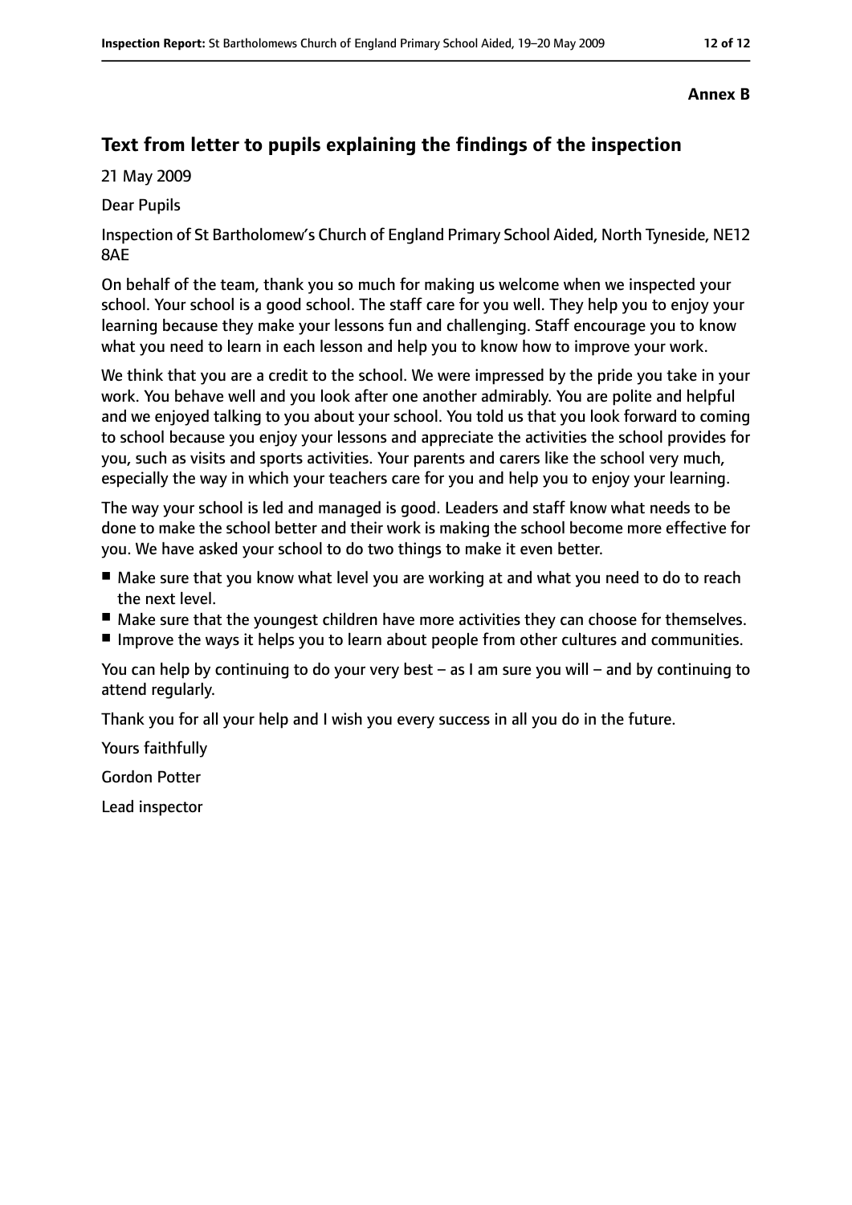**Annex B**

## Text from letter to pupils explaining the findings of the inspection

21 May 2009

Dear Pupils

Inspection of St Bartholomew's Church of England Primary School Aided, North Tyneside, NE12 8AE

On behalf of the team, thank you so much for making us welcome when we inspected your school. Your school is a good school. The staff care for you well. They help you to enjoy your learning because they make your lessons fun and challenging. Staff encourage you to know what you need to learn in each lesson and help you to know how to improve your work.

We think that you are a credit to the school. We were impressed by the pride you take in your work. You behave well and you look after one another admirably. You are polite and helpful and we enjoyed talking to you about your school. You told us that you look forward to coming to school because you enjoy your lessons and appreciate the activities the school provides for you, such as visits and sports activities. Your parents and carers like the school very much, especially the way in which your teachers care for you and help you to enjoy your learning.

The way your school is led and managed is good. Leaders and staff know what needs to be done to make the school better and their work is making the school become more effective for you. We have asked your school to do two things to make it even better.

- Make sure that you know what level you are working at and what you need to do to reach the next level.
- Make sure that the youngest children have more activities they can choose for themselves.
- Improve the ways it helps you to learn about people from other cultures and communities.

You can help by continuing to do your very best – as I am sure you will – and by continuing to attend regularly.

Thank you for all your help and I wish you every success in all you do in the future.

Yours faithfully

Gordon Potter

Lead inspector